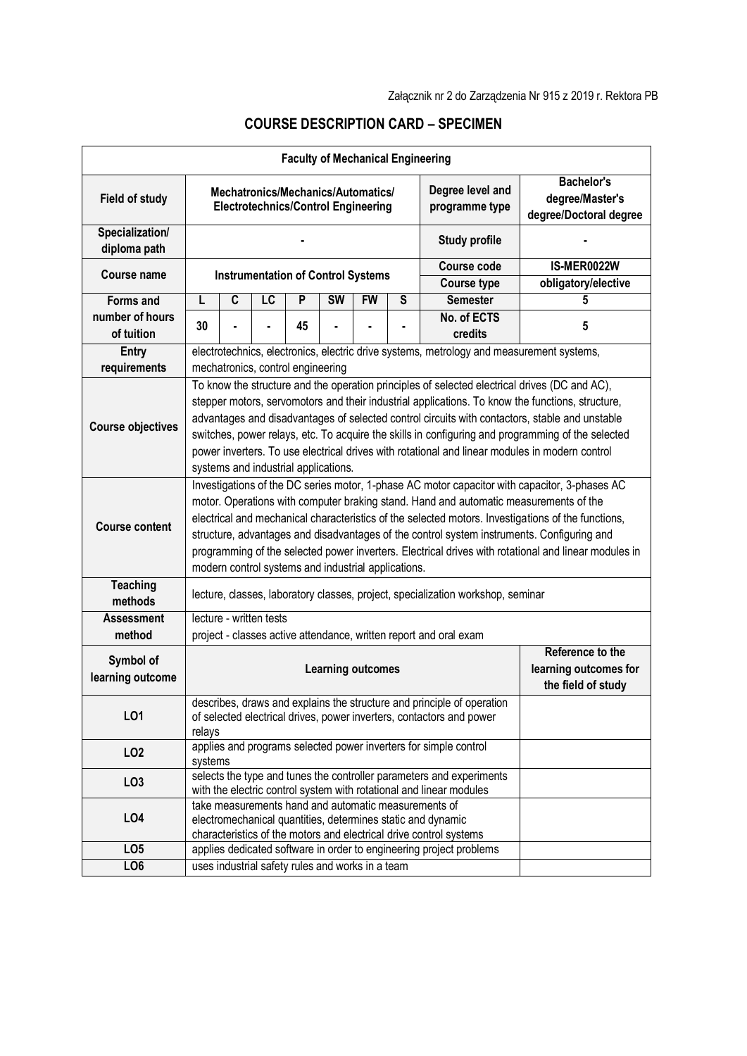Załącznik nr 2 do Zarządzenia Nr 915 z 2019 r. Rektora PB

# COURSE DESCRIPTION CARD – SPECIMEN

| **Faculty of Mechanical Engineering** | | | | | | | | | |
|---|---|---|---|---|---|---|---|---|---|
| **Field of study** | **Mechatronics/Mechanics/Automatics/ Electrotechnics/Control Engineering** | | | | | | | **Degree level and programme type** | **Bachelor's degree/Master's degree/Doctoral degree** |
| **Specialization/ diploma path** | **-** | | | | | | | **Study profile** | **-** |
| **Course name** | **Instrumentation of Control Systems** | | | | | | | **Course code** | **IS-MER0022W** |
| | | | | | | | | **Course type** | **obligatory/elective** |
| **Forms and number of hours of tuition** | **L** | **C** | **LC** | **P** | **SW** | **FW** | **S** | **Semester** | **5** |
| | **30** | **-** | **-** | **45** | **-** | **-** | **-** | **No. of ECTS credits** | **5** |
| **Entry requirements** | electrotechnics, electronics, electric drive systems, metrology and measurement systems, mechatronics, control engineering | | | | | | | | |
| **Course objectives** | To know the structure and the operation principles of selected electrical drives (DC and AC), stepper motors, servomotors and their industrial applications. To know the functions, structure, advantages and disadvantages of selected control circuits with contactors, stable and unstable switches, power relays, etc. To acquire the skills in configuring and programming of the selected power inverters. To use electrical drives with rotational and linear modules in modern control systems and industrial applications. | | | | | | | | |
| **Course content** | Investigations of the DC series motor, 1-phase AC motor capacitor with capacitor, 3-phases AC motor. Operations with computer braking stand. Hand and automatic measurements of the electrical and mechanical characteristics of the selected motors. Investigations of the functions, structure, advantages and disadvantages of the control system instruments. Configuring and programming of the selected power inverters. Electrical drives with rotational and linear modules in modern control systems and industrial applications. | | | | | | | | |
| **Teaching methods** | lecture, classes, laboratory classes, project, specialization workshop, seminar | | | | | | | | |
| **Assessment method** | lecture - written tests<br>project - classes active attendance, written report and oral exam | | | | | | | | |
| **Symbol of learning outcome** | **Learning outcomes** | | | | | | | | **Reference to the learning outcomes for the field of study** |
| **LO1** | describes, draws and explains the structure and principle of operation of selected electrical drives, power inverters, contactors and power relays | | | | | | | | |
| **LO2** | applies and programs selected power inverters for simple control systems | | | | | | | | |
| **LO3** | selects the type and tunes the controller parameters and experiments with the electric control system with rotational and linear modules | | | | | | | | |
| **LO4** | take measurements hand and automatic measurements of electromechanical quantities, determines static and dynamic characteristics of the motors and electrical drive control systems | | | | | | | | |
| **LO5** | applies dedicated software in order to engineering project problems | | | | | | | | |
| **LO6** | uses industrial safety rules and works in a team | | | | | | | | |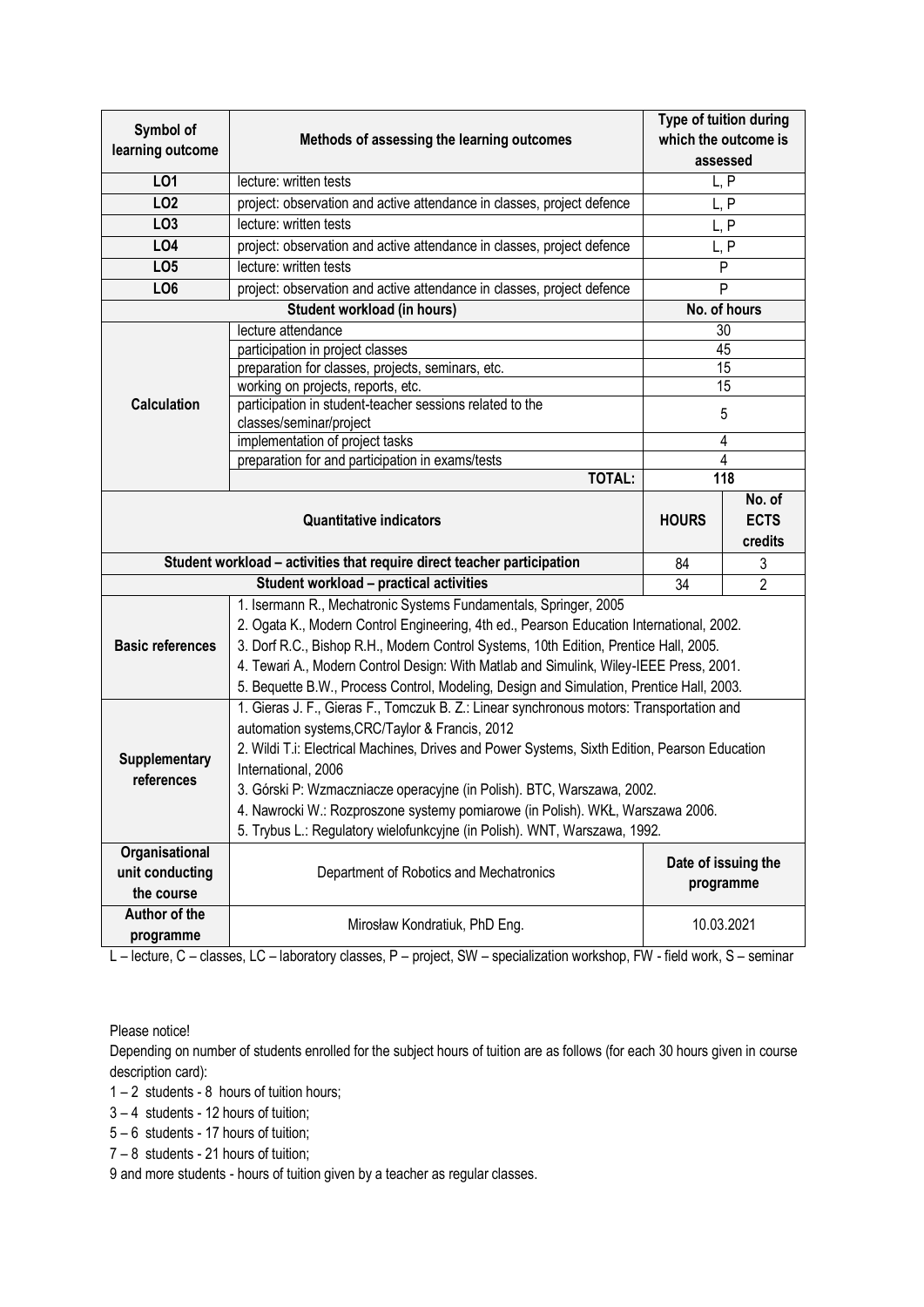| Symbol of learning outcome | Methods of assessing the learning outcomes | Type of tuition during which the outcome is assessed | |
|---|---|---|---|
| LO1 | lecture: written tests | L, P | |
| LO2 | project: observation and active attendance in classes, project defence | L, P | |
| LO3 | lecture: written tests | L, P | |
| LO4 | project: observation and active attendance in classes, project defence | L, P | |
| LO5 | lecture: written tests | P | |
| LO6 | project: observation and active attendance in classes, project defence | P | |
| **Student workload (in hours)** | | **No. of hours** | |
| **Calculation** | lecture attendance | 30 | |
| | participation in project classes | 45 | |
| | preparation for classes, projects, seminars, etc. | 15 | |
| | working on projects, reports, etc. | 15 | |
| | participation in student-teacher sessions related to the classes/seminar/project | 5 | |
| | implementation of project tasks | 4 | |
| | preparation for and participation in exams/tests | 4 | |
| | **TOTAL:** | **118** | |
| **Quantitative indicators** | | **HOURS** | **No. of ECTS credits** |
| **Student workload – activities that require direct teacher participation** | | 84 | 3 |
| **Student workload – practical activities** | | 34 | 2 |
| **Basic references** | 1. Isermann R., Mechatronic Systems Fundamentals, Springer, 2005<br>2. Ogata K., Modern Control Engineering, 4th ed., Pearson Education International, 2002.<br>3. Dorf R.C., Bishop R.H., Modern Control Systems, 10th Edition, Prentice Hall, 2005.<br>4. Tewari A., Modern Control Design: With Matlab and Simulink, Wiley-IEEE Press, 2001.<br>5. Bequette B.W., Process Control, Modeling, Design and Simulation, Prentice Hall, 2003. | | |
| **Supplementary references** | 1. Gieras J. F., Gieras F., Tomczuk B. Z.: Linear synchronous motors: Transportation and automation systems,CRC/Taylor & Francis, 2012<br>2. Wildi T.i: Electrical Machines, Drives and Power Systems, Sixth Edition, Pearson Education International, 2006<br>3. Górski P: Wzmacniacze operacyjne (in Polish). BTC, Warszawa, 2002.<br>4. Nawrocki W.: Rozproszone systemy pomiarowe (in Polish). WKŁ, Warszawa 2006.<br>5. Trybus L.: Regulatory wielofunkcyjne (in Polish). WNT, Warszawa, 1992. | | |
| **Organisational unit conducting the course** | Department of Robotics and Mechatronics | **Date of issuing the programme** | |
| **Author of the programme** | Mirosław Kondratiuk, PhD Eng. | 10.03.2021 | |

L – lecture, C – classes, LC – laboratory classes, P – project, SW – specialization workshop, FW - field work, S – seminar

Please notice!

Depending on number of students enrolled for the subject hours of tuition are as follows (for each 30 hours given in course description card):

1 – 2 students - 8 hours of tuition hours;

3 – 4 students - 12 hours of tuition;

5 – 6 students - 17 hours of tuition;

7 – 8 students - 21 hours of tuition;

9 and more students - hours of tuition given by a teacher as regular classes.